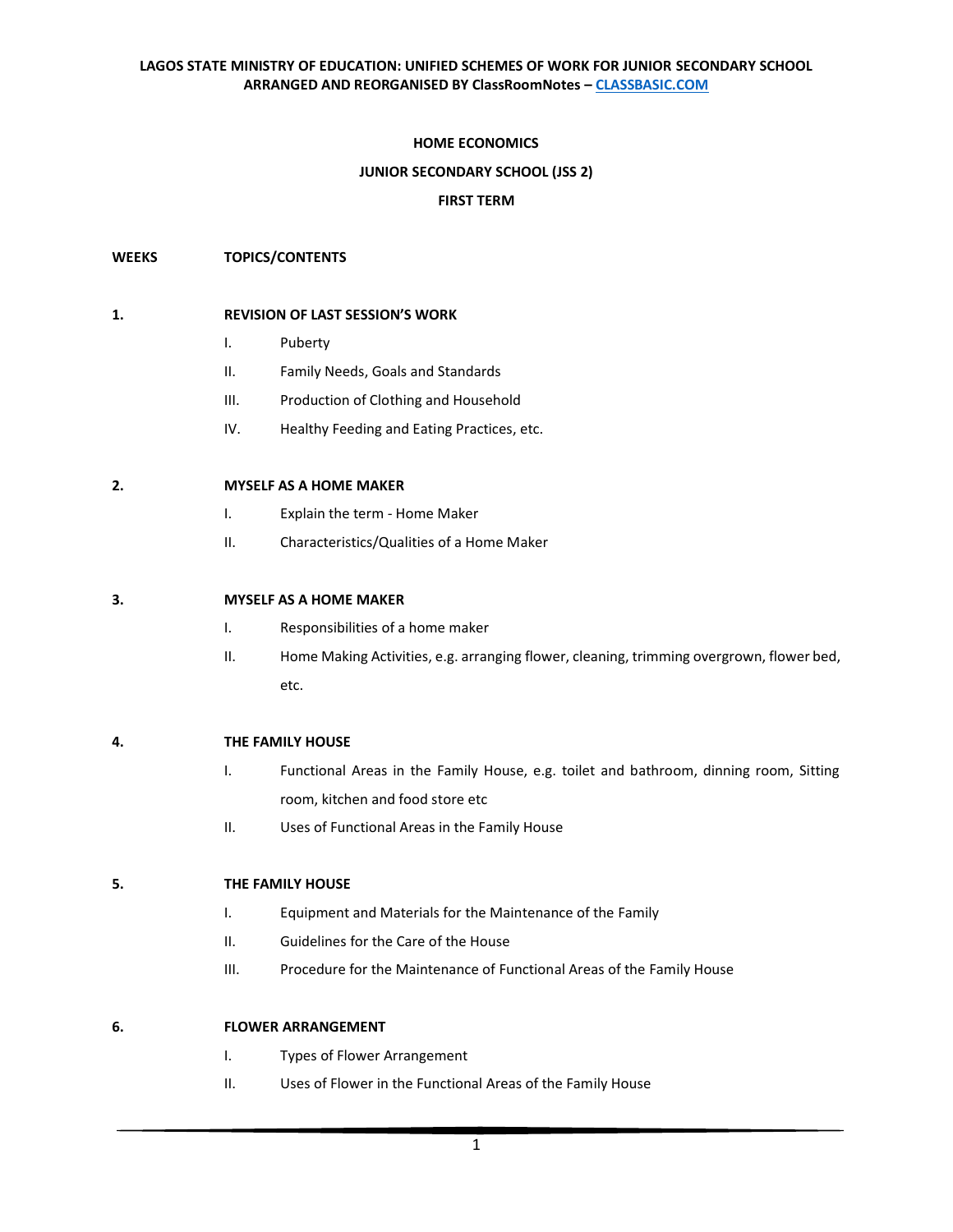**LAGOS STATE MINISTRY OF EDUCATION: UNIFIED SCHEMES OF WORK FOR JUNIOR SECONDARY SCHOOL**
**ARRANGED AND REORGANISED BY ClassRoomNotes – CLASSBASIC.COM**

# HOME ECONOMICS

## JUNIOR SECONDARY SCHOOL (JSS 2)

## FIRST TERM

**WEEKS** **TOPICS/CONTENTS**

**1. REVISION OF LAST SESSION'S WORK**

- I. Puberty
- II. Family Needs, Goals and Standards
- III. Production of Clothing and Household
- IV. Healthy Feeding and Eating Practices, etc.

**2. MYSELF AS A HOME MAKER**

- I. Explain the term - Home Maker
- II. Characteristics/Qualities of a Home Maker

**3. MYSELF AS A HOME MAKER**

- I. Responsibilities of a home maker
- II. Home Making Activities, e.g. arranging flower, cleaning, trimming overgrown, flower bed, etc.

**4. THE FAMILY HOUSE**

- I. Functional Areas in the Family House, e.g. toilet and bathroom, dinning room, Sitting room, kitchen and food store etc
- II. Uses of Functional Areas in the Family House

**5. THE FAMILY HOUSE**

- I. Equipment and Materials for the Maintenance of the Family
- II. Guidelines for the Care of the House
- III. Procedure for the Maintenance of Functional Areas of the Family House

**6. FLOWER ARRANGEMENT**

- I. Types of Flower Arrangement
- II. Uses of Flower in the Functional Areas of the Family House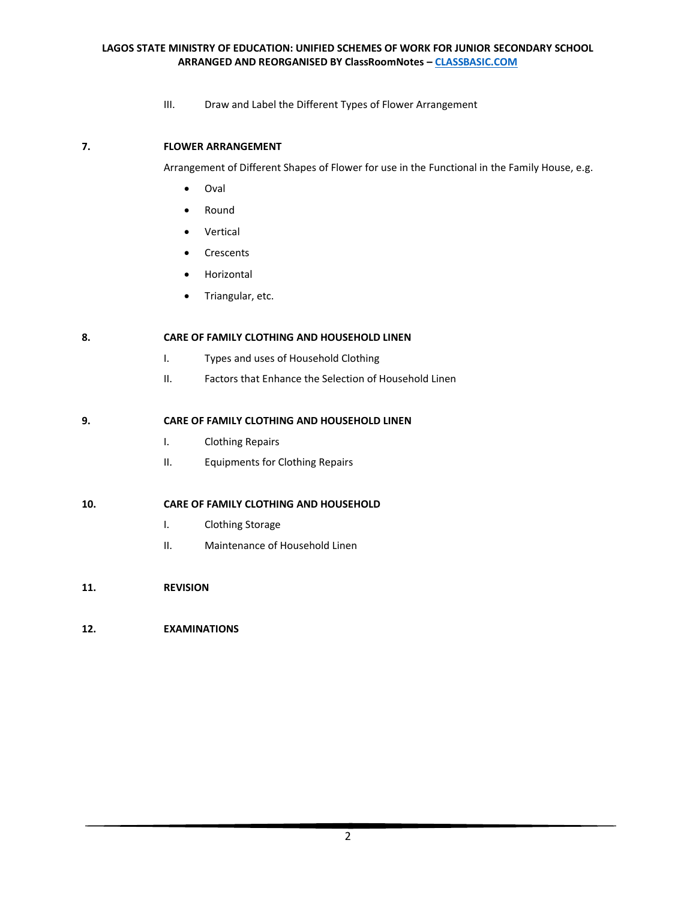III. Draw and Label the Different Types of Flower Arrangement

**7. FLOWER ARRANGEMENT**

Arrangement of Different Shapes of Flower for use in the Functional in the Family House, e.g.

- Oval
- Round
- Vertical
- Crescents
- Horizontal
- Triangular, etc.

**8. CARE OF FAMILY CLOTHING AND HOUSEHOLD LINEN**

I. Types and uses of Household Clothing

II. Factors that Enhance the Selection of Household Linen

**9. CARE OF FAMILY CLOTHING AND HOUSEHOLD LINEN**

I. Clothing Repairs

II. Equipments for Clothing Repairs

**10. CARE OF FAMILY CLOTHING AND HOUSEHOLD**

I. Clothing Storage

II. Maintenance of Household Linen

**11. REVISION**

**12. EXAMINATIONS**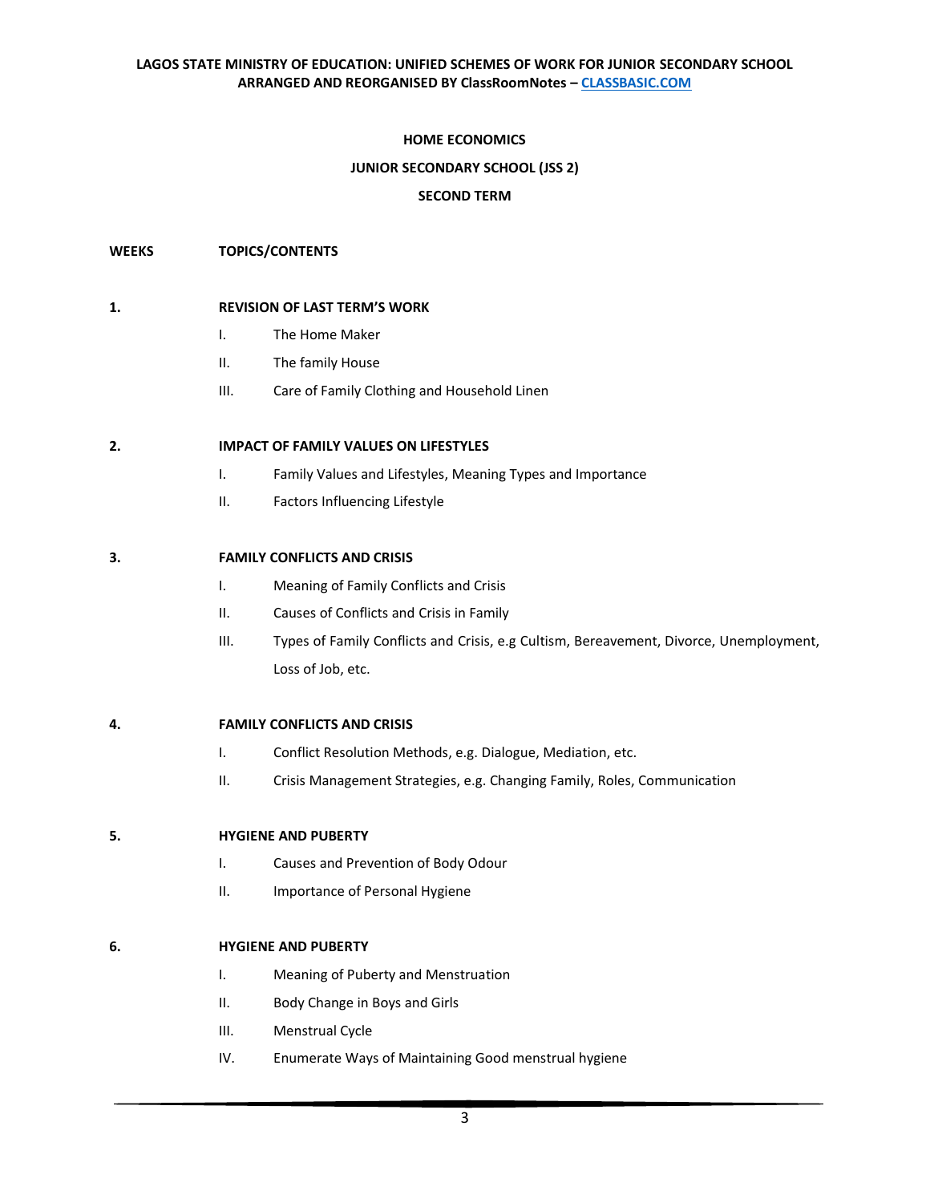# HOME ECONOMICS

## JUNIOR SECONDARY SCHOOL (JSS 2)

## SECOND TERM

**WEEKS** **TOPICS/CONTENTS**

**1. REVISION OF LAST TERM'S WORK**

- I. The Home Maker
- II. The family House
- III. Care of Family Clothing and Household Linen

**2. IMPACT OF FAMILY VALUES ON LIFESTYLES**

- I. Family Values and Lifestyles, Meaning Types and Importance
- II. Factors Influencing Lifestyle

**3. FAMILY CONFLICTS AND CRISIS**

- I. Meaning of Family Conflicts and Crisis
- II. Causes of Conflicts and Crisis in Family
- III. Types of Family Conflicts and Crisis, e.g Cultism, Bereavement, Divorce, Unemployment, Loss of Job, etc.

**4. FAMILY CONFLICTS AND CRISIS**

- I. Conflict Resolution Methods, e.g. Dialogue, Mediation, etc.
- II. Crisis Management Strategies, e.g. Changing Family, Roles, Communication

**5. HYGIENE AND PUBERTY**

- I. Causes and Prevention of Body Odour
- II. Importance of Personal Hygiene

**6. HYGIENE AND PUBERTY**

- I. Meaning of Puberty and Menstruation
- II. Body Change in Boys and Girls
- III. Menstrual Cycle
- IV. Enumerate Ways of Maintaining Good menstrual hygiene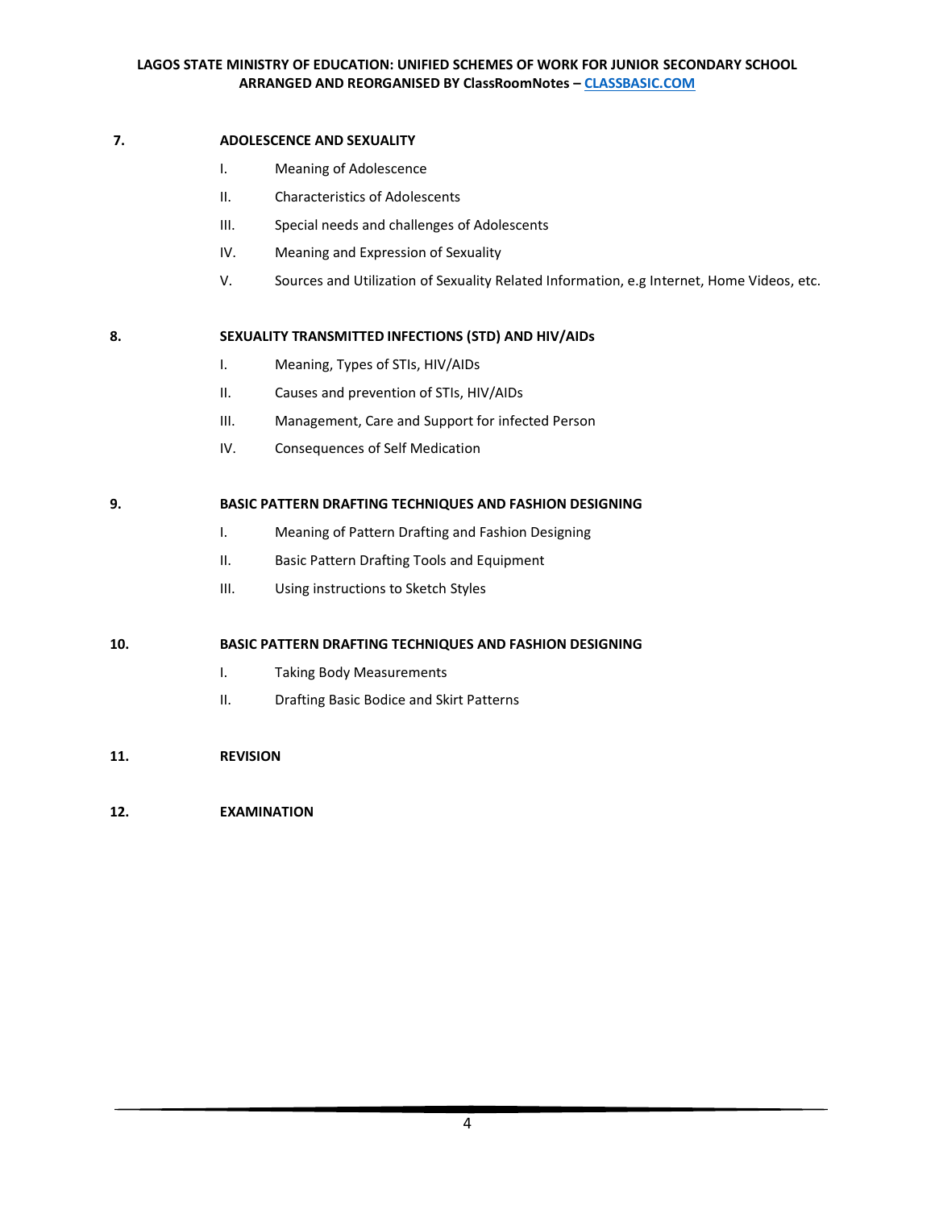**7.** **ADOLESCENCE AND SEXUALITY**

I. Meaning of Adolescence

II. Characteristics of Adolescents

III. Special needs and challenges of Adolescents

IV. Meaning and Expression of Sexuality

V. Sources and Utilization of Sexuality Related Information, e.g Internet, Home Videos, etc.

**8.** **SEXUALITY TRANSMITTED INFECTIONS (STD) AND HIV/AIDs**

I. Meaning, Types of STIs, HIV/AIDs

II. Causes and prevention of STIs, HIV/AIDs

III. Management, Care and Support for infected Person

IV. Consequences of Self Medication

**9.** **BASIC PATTERN DRAFTING TECHNIQUES AND FASHION DESIGNING**

I. Meaning of Pattern Drafting and Fashion Designing

II. Basic Pattern Drafting Tools and Equipment

III. Using instructions to Sketch Styles

**10.** **BASIC PATTERN DRAFTING TECHNIQUES AND FASHION DESIGNING**

I. Taking Body Measurements

II. Drafting Basic Bodice and Skirt Patterns

**11.** **REVISION**

**12.** **EXAMINATION**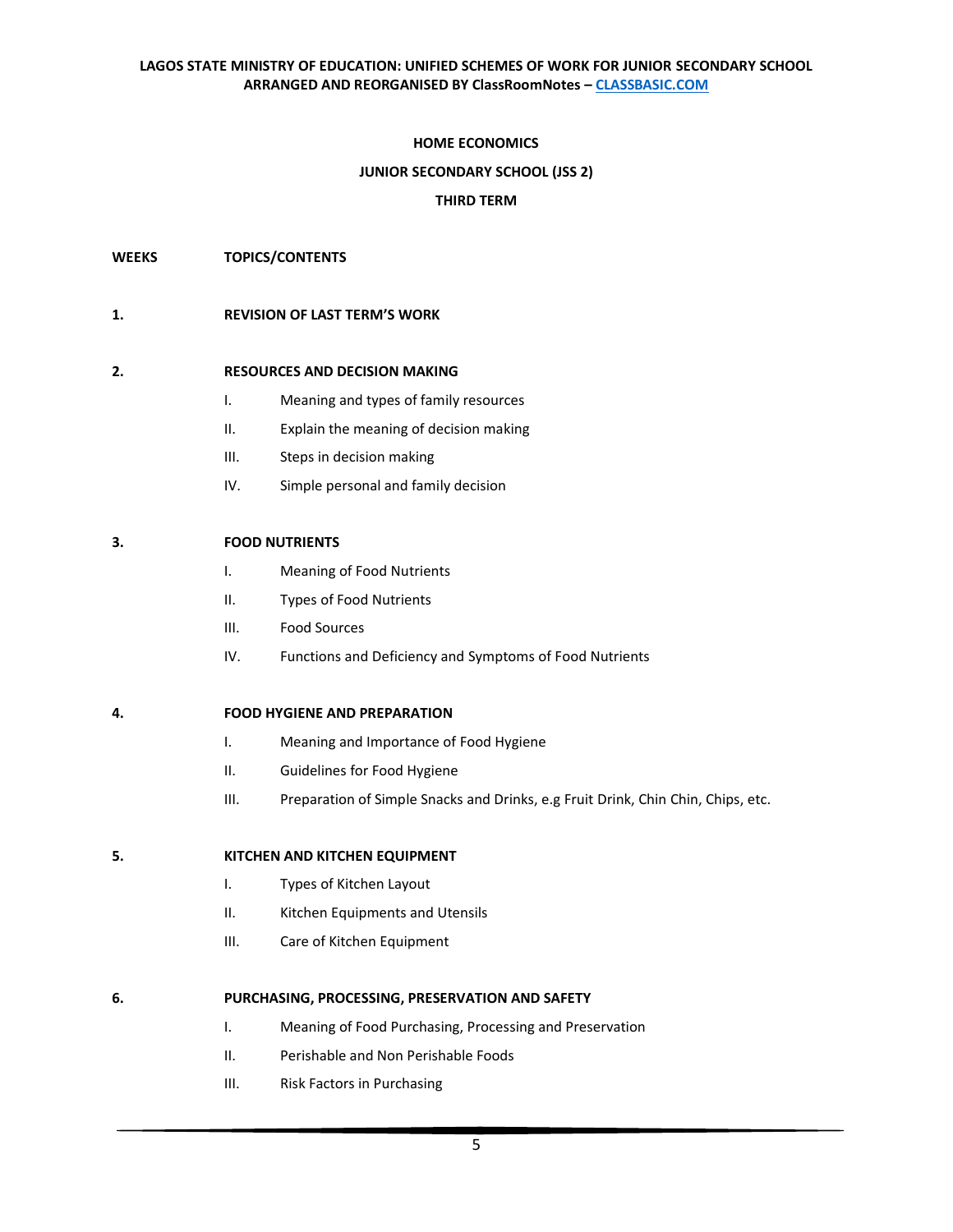## HOME ECONOMICS

## JUNIOR SECONDARY SCHOOL (JSS 2)

## THIRD TERM

**WEEKS** **TOPICS/CONTENTS**

**1.** **REVISION OF LAST TERM'S WORK**

**2.** **RESOURCES AND DECISION MAKING**

- I. Meaning and types of family resources
- II. Explain the meaning of decision making
- III. Steps in decision making
- IV. Simple personal and family decision

**3.** **FOOD NUTRIENTS**

- I. Meaning of Food Nutrients
- II. Types of Food Nutrients
- III. Food Sources
- IV. Functions and Deficiency and Symptoms of Food Nutrients

**4.** **FOOD HYGIENE AND PREPARATION**

- I. Meaning and Importance of Food Hygiene
- II. Guidelines for Food Hygiene
- III. Preparation of Simple Snacks and Drinks, e.g Fruit Drink, Chin Chin, Chips, etc.

**5.** **KITCHEN AND KITCHEN EQUIPMENT**

- I. Types of Kitchen Layout
- II. Kitchen Equipments and Utensils
- III. Care of Kitchen Equipment

**6.** **PURCHASING, PROCESSING, PRESERVATION AND SAFETY**

- I. Meaning of Food Purchasing, Processing and Preservation
- II. Perishable and Non Perishable Foods
- III. Risk Factors in Purchasing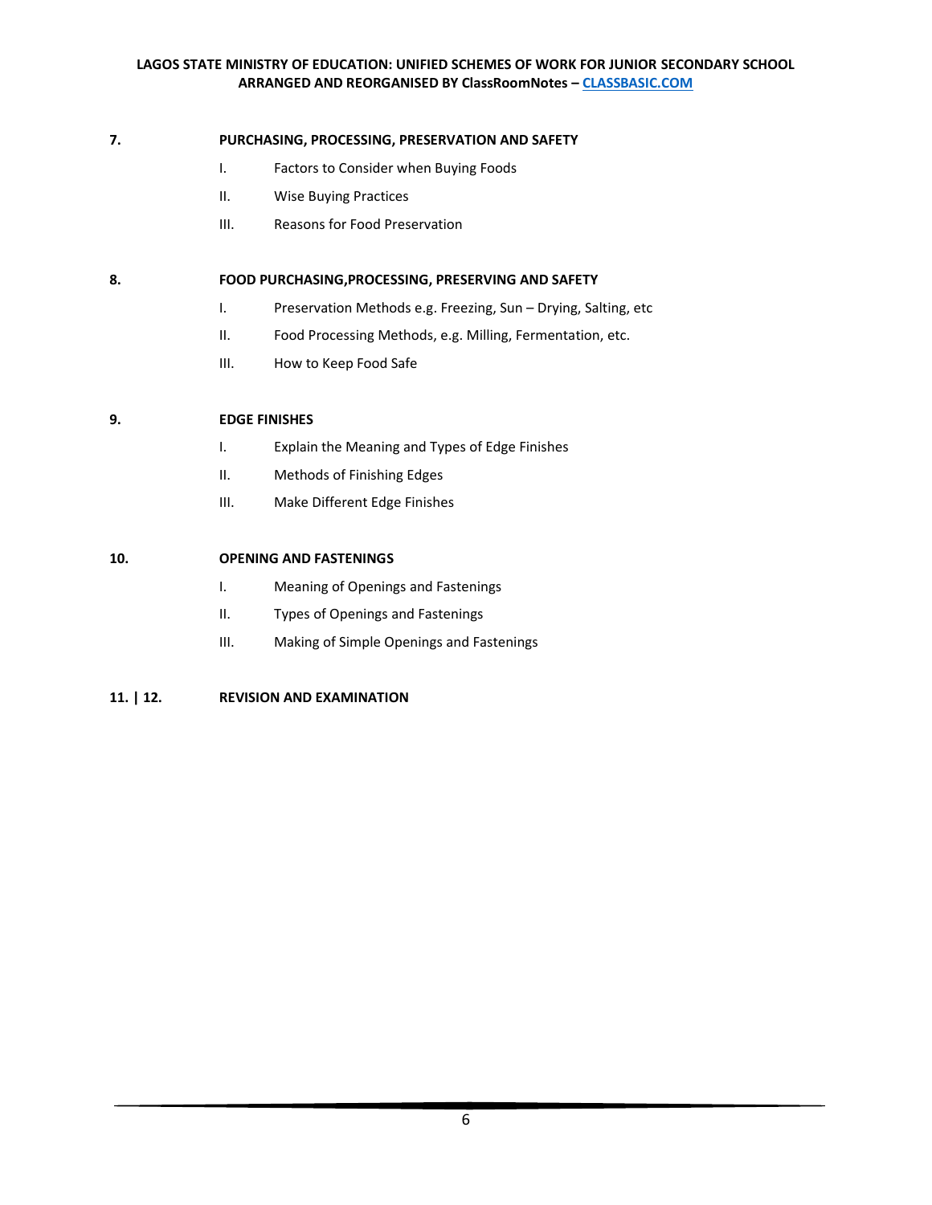**7.** **PURCHASING, PROCESSING, PRESERVATION AND SAFETY**

- I. Factors to Consider when Buying Foods
- II. Wise Buying Practices
- III. Reasons for Food Preservation

**8.** **FOOD PURCHASING,PROCESSING, PRESERVING AND SAFETY**

- I. Preservation Methods e.g. Freezing, Sun – Drying, Salting, etc
- II. Food Processing Methods, e.g. Milling, Fermentation, etc.
- III. How to Keep Food Safe

**9.** **EDGE FINISHES**

- I. Explain the Meaning and Types of Edge Finishes
- II. Methods of Finishing Edges
- III. Make Different Edge Finishes

**10.** **OPENING AND FASTENINGS**

- I. Meaning of Openings and Fastenings
- II. Types of Openings and Fastenings
- III. Making of Simple Openings and Fastenings

**11. | 12.** **REVISION AND EXAMINATION**